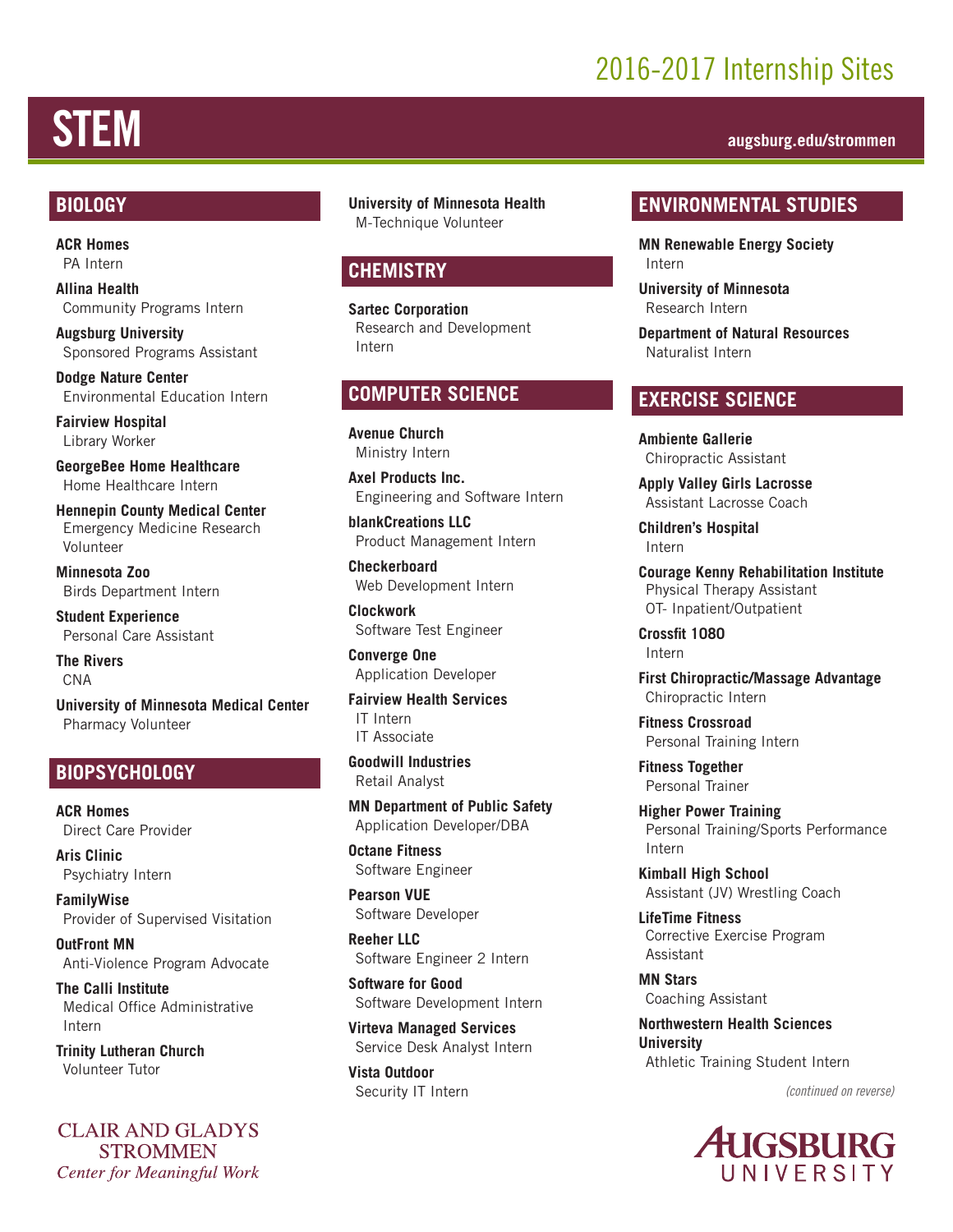# 2016-2017 Internship Sites

# STEM

augsburg.edu/strommen

## BIOLOGY

**ACR Homes**
PA Intern

**Allina Health**
Community Programs Intern

**Augsburg University**
Sponsored Programs Assistant

**Dodge Nature Center**
Environmental Education Intern

**Fairview Hospital**
Library Worker

**GeorgeBee Home Healthcare**
Home Healthcare Intern

**Hennepin County Medical Center**
Emergency Medicine Research Volunteer

**Minnesota Zoo**
Birds Department Intern

**Student Experience**
Personal Care Assistant

**The Rivers**
CNA

**University of Minnesota Medical Center**
Pharmacy Volunteer

**University of Minnesota Health**
M-Technique Volunteer

## BIOPSYCHOLOGY

**ACR Homes**
Direct Care Provider

**Aris Clinic**
Psychiatry Intern

**FamilyWise**
Provider of Supervised Visitation

**OutFront MN**
Anti-Violence Program Advocate

**The Calli Institute**
Medical Office Administrative Intern

**Trinity Lutheran Church**
Volunteer Tutor

## CHEMISTRY

**Sartec Corporation**
Research and Development Intern

## COMPUTER SCIENCE

**Avenue Church**
Ministry Intern

**Axel Products Inc.**
Engineering and Software Intern

**blankCreations LLC**
Product Management Intern

**Checkerboard**
Web Development Intern

**Clockwork**
Software Test Engineer

**Converge One**
Application Developer

**Fairview Health Services**
IT Intern
IT Associate

**Goodwill Industries**
Retail Analyst

**MN Department of Public Safety**
Application Developer/DBA

**Octane Fitness**
Software Engineer

**Pearson VUE**
Software Developer

**Reeher LLC**
Software Engineer 2 Intern

**Software for Good**
Software Development Intern

**Virteva Managed Services**
Service Desk Analyst Intern

**Vista Outdoor**
Security IT Intern

## ENVIRONMENTAL STUDIES

**MN Renewable Energy Society**
Intern

**University of Minnesota**
Research Intern

**Department of Natural Resources**
Naturalist Intern

## EXERCISE SCIENCE

**Ambiente Gallerie**
Chiropractic Assistant

**Apply Valley Girls Lacrosse**
Assistant Lacrosse Coach

**Children's Hospital**
Intern

**Courage Kenny Rehabilitation Institute**
Physical Therapy Assistant
OT- Inpatient/Outpatient

**Crossfit 1080**
Intern

**First Chiropractic/Massage Advantage**
Chiropractic Intern

**Fitness Crossroad**
Personal Training Intern

**Fitness Together**
Personal Trainer

**Higher Power Training**
Personal Training/Sports Performance Intern

**Kimball High School**
Assistant (JV) Wrestling Coach

**LifeTime Fitness**
Corrective Exercise Program Assistant

**MN Stars**
Coaching Assistant

**Northwestern Health Sciences University**
Athletic Training Student Intern

*(continued on reverse)*

CLAIR AND GLADYS STROMMEN
*Center for Meaningful Work*

AUGSBURG UNIVERSITY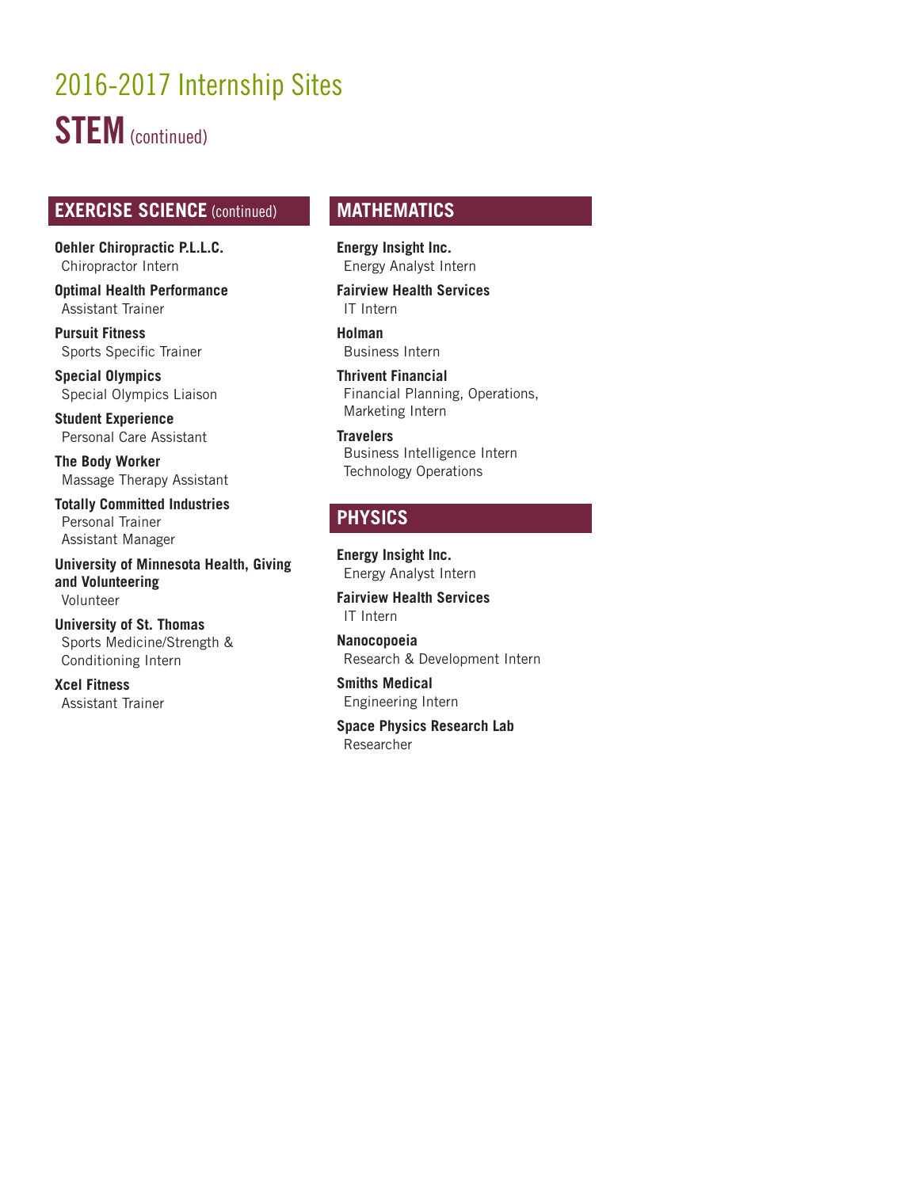# 2016-2017 Internship Sites

## STEM (continued)

### EXERCISE SCIENCE (continued)

**Oehler Chiropractic P.L.L.C.**
Chiropractor Intern

**Optimal Health Performance**
Assistant Trainer

**Pursuit Fitness**
Sports Specific Trainer

**Special Olympics**
Special Olympics Liaison

**Student Experience**
Personal Care Assistant

**The Body Worker**
Massage Therapy Assistant

**Totally Committed Industries**
Personal Trainer
Assistant Manager

**University of Minnesota Health, Giving and Volunteering**
Volunteer

**University of St. Thomas**
Sports Medicine/Strength & Conditioning Intern

**Xcel Fitness**
Assistant Trainer

### MATHEMATICS

**Energy Insight Inc.**
Energy Analyst Intern

**Fairview Health Services**
IT Intern

**Holman**
Business Intern

**Thrivent Financial**
Financial Planning, Operations, Marketing Intern

**Travelers**
Business Intelligence Intern
Technology Operations

### PHYSICS

**Energy Insight Inc.**
Energy Analyst Intern

**Fairview Health Services**
IT Intern

**Nanocopoeia**
Research & Development Intern

**Smiths Medical**
Engineering Intern

**Space Physics Research Lab**
Researcher